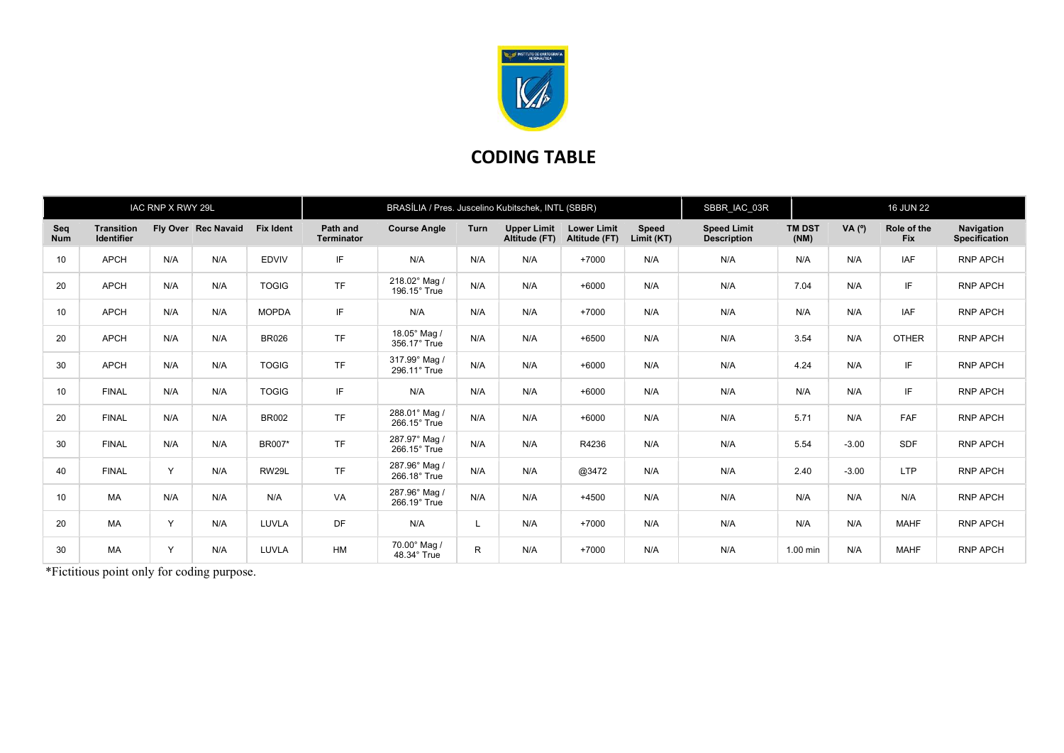# CODING TABLE

| IAC RNP X RWY 29L | | | | BRASÍLIA / Pres. Juscelino Kubitschek, INTL (SBBR) | | | | | | SBBR_IAC_03R | 16 JUN 22 | | | |
|---|---|---|---|---|---|---|---|---|---|---|---|---|---|---|
| **Seq Num** | **Transition Identifier** | **Fly Over** | **Rec Navaid** | **Fix Ident** | **Path and Terminator** | **Course Angle** | **Turn** | **Upper Limit Altitude (FT)** | **Lower Limit Altitude (FT)** | **Speed Limit (KT)** | **Speed Limit Description** | **TM DST (NM)** | **VA (º)** | **Role of the Fix** | **Navigation Specification** |
| 10 | APCH | N/A | N/A | EDVIV | IF | N/A | N/A | N/A | +7000 | N/A | N/A | N/A | N/A | IAF | RNP APCH |
| 20 | APCH | N/A | N/A | TOGIG | TF | 218.02° Mag / 196.15° True | N/A | N/A | +6000 | N/A | N/A | 7.04 | N/A | IF | RNP APCH |
| 10 | APCH | N/A | N/A | MOPDA | IF | N/A | N/A | N/A | +7000 | N/A | N/A | N/A | N/A | IAF | RNP APCH |
| 20 | APCH | N/A | N/A | BR026 | TF | 18.05° Mag / 356.17° True | N/A | N/A | +6500 | N/A | N/A | 3.54 | N/A | OTHER | RNP APCH |
| 30 | APCH | N/A | N/A | TOGIG | TF | 317.99° Mag / 296.11° True | N/A | N/A | +6000 | N/A | N/A | 4.24 | N/A | IF | RNP APCH |
| 10 | FINAL | N/A | N/A | TOGIG | IF | N/A | N/A | N/A | +6000 | N/A | N/A | N/A | N/A | IF | RNP APCH |
| 20 | FINAL | N/A | N/A | BR002 | TF | 288.01° Mag / 266.15° True | N/A | N/A | +6000 | N/A | N/A | 5.71 | N/A | FAF | RNP APCH |
| 30 | FINAL | N/A | N/A | BR007* | TF | 287.97° Mag / 266.15° True | N/A | N/A | R4236 | N/A | N/A | 5.54 | -3.00 | SDF | RNP APCH |
| 40 | FINAL | Y | N/A | RW29L | TF | 287.96° Mag / 266.18° True | N/A | N/A | @3472 | N/A | N/A | 2.40 | -3.00 | LTP | RNP APCH |
| 10 | MA | N/A | N/A | N/A | VA | 287.96° Mag / 266.19° True | N/A | N/A | +4500 | N/A | N/A | N/A | N/A | N/A | RNP APCH |
| 20 | MA | Y | N/A | LUVLA | DF | N/A | L | N/A | +7000 | N/A | N/A | N/A | N/A | MAHF | RNP APCH |
| 30 | MA | Y | N/A | LUVLA | HM | 70.00° Mag / 48.34° True | R | N/A | +7000 | N/A | N/A | 1.00 min | N/A | MAHF | RNP APCH |

*Fictitious point only for coding purpose.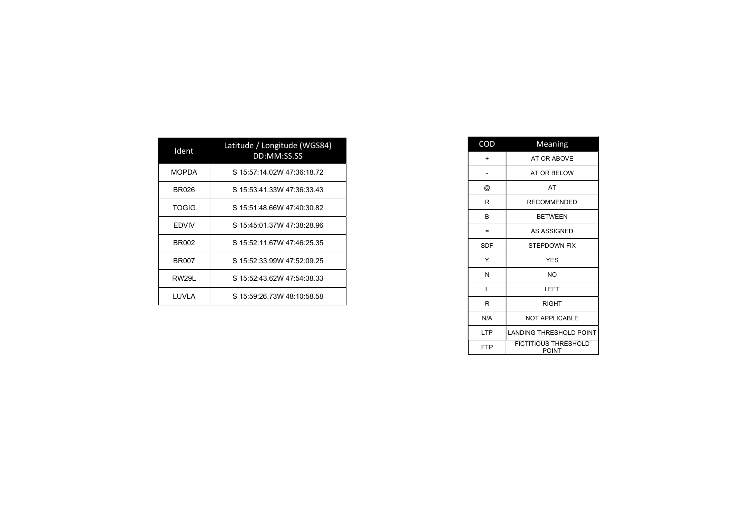| Ident | Latitude / Longitude (WGS84) DD:MM:SS.SS |
| --- | --- |
| MOPDA | S 15:57:14.02W 47:36:18.72 |
| BR026 | S 15:53:41.33W 47:36:33.43 |
| TOGIG | S 15:51:48.66W 47:40:30.82 |
| EDVIV | S 15:45:01.37W 47:38:28.96 |
| BR002 | S 15:52:11.67W 47:46:25.35 |
| BR007 | S 15:52:33.99W 47:52:09.25 |
| RW29L | S 15:52:43.62W 47:54:38.33 |
| LUVLA | S 15:59:26.73W 48:10:58.58 |

| COD | Meaning |
| --- | --- |
| + | AT OR ABOVE |
| - | AT OR BELOW |
| @ | AT |
| R | RECOMMENDED |
| B | BETWEEN |
| = | AS ASSIGNED |
| SDF | STEPDOWN FIX |
| Y | YES |
| N | NO |
| L | LEFT |
| R | RIGHT |
| N/A | NOT APPLICABLE |
| LTP | LANDING THRESHOLD POINT |
| FTP | FICTITIOUS THRESHOLD POINT |